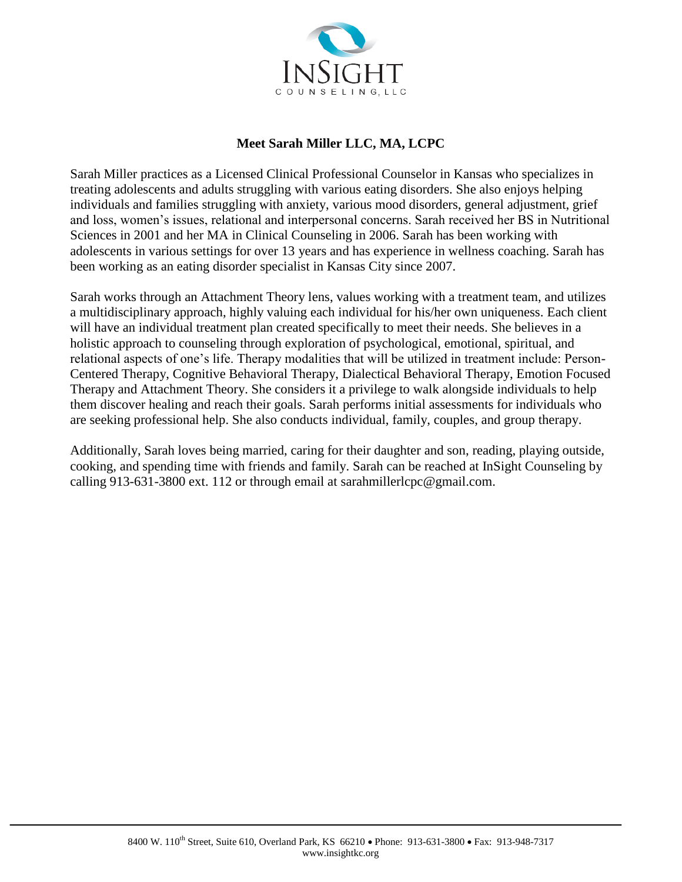INSIGHT
COUNSELING, LLC

## Meet Sarah Miller LLC, MA, LCPC

Sarah Miller practices as a Licensed Clinical Professional Counselor in Kansas who specializes in treating adolescents and adults struggling with various eating disorders. She also enjoys helping individuals and families struggling with anxiety, various mood disorders, general adjustment, grief and loss, women's issues, relational and interpersonal concerns. Sarah received her BS in Nutritional Sciences in 2001 and her MA in Clinical Counseling in 2006. Sarah has been working with adolescents in various settings for over 13 years and has experience in wellness coaching. Sarah has been working as an eating disorder specialist in Kansas City since 2007.

Sarah works through an Attachment Theory lens, values working with a treatment team, and utilizes a multidisciplinary approach, highly valuing each individual for his/her own uniqueness. Each client will have an individual treatment plan created specifically to meet their needs. She believes in a holistic approach to counseling through exploration of psychological, emotional, spiritual, and relational aspects of one's life. Therapy modalities that will be utilized in treatment include: Person-Centered Therapy, Cognitive Behavioral Therapy, Dialectical Behavioral Therapy, Emotion Focused Therapy and Attachment Theory. She considers it a privilege to walk alongside individuals to help them discover healing and reach their goals. Sarah performs initial assessments for individuals who are seeking professional help. She also conducts individual, family, couples, and group therapy.

Additionally, Sarah loves being married, caring for their daughter and son, reading, playing outside, cooking, and spending time with friends and family. Sarah can be reached at InSight Counseling by calling 913-631-3800 ext. 112 or through email at sarahmillerlcpc@gmail.com.

8400 W. 110th Street, Suite 610, Overland Park, KS 66210 • Phone: 913-631-3800 • Fax: 913-948-7317
www.insightkc.org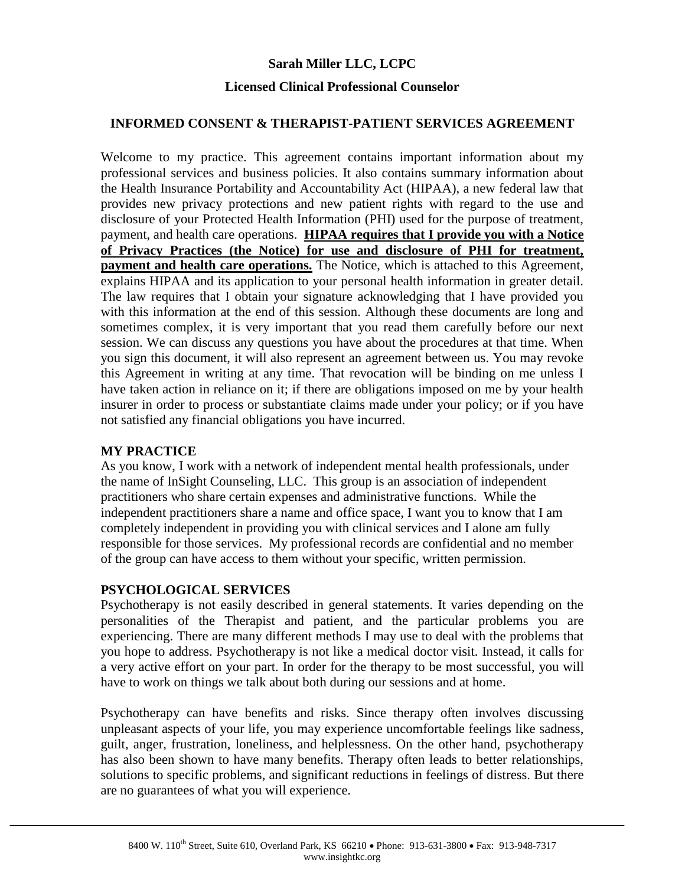**Sarah Miller LLC, LCPC**

**Licensed Clinical Professional Counselor**

## INFORMED CONSENT & THERAPIST-PATIENT SERVICES AGREEMENT

Welcome to my practice. This agreement contains important information about my professional services and business policies. It also contains summary information about the Health Insurance Portability and Accountability Act (HIPAA), a new federal law that provides new privacy protections and new patient rights with regard to the use and disclosure of your Protected Health Information (PHI) used for the purpose of treatment, payment, and health care operations. **HIPAA requires that I provide you with a Notice of Privacy Practices (the Notice) for use and disclosure of PHI for treatment, payment and health care operations.** The Notice, which is attached to this Agreement, explains HIPAA and its application to your personal health information in greater detail. The law requires that I obtain your signature acknowledging that I have provided you with this information at the end of this session. Although these documents are long and sometimes complex, it is very important that you read them carefully before our next session. We can discuss any questions you have about the procedures at that time. When you sign this document, it will also represent an agreement between us. You may revoke this Agreement in writing at any time. That revocation will be binding on me unless I have taken action in reliance on it; if there are obligations imposed on me by your health insurer in order to process or substantiate claims made under your policy; or if you have not satisfied any financial obligations you have incurred.

### MY PRACTICE

As you know, I work with a network of independent mental health professionals, under the name of InSight Counseling, LLC. This group is an association of independent practitioners who share certain expenses and administrative functions. While the independent practitioners share a name and office space, I want you to know that I am completely independent in providing you with clinical services and I alone am fully responsible for those services. My professional records are confidential and no member of the group can have access to them without your specific, written permission.

### PSYCHOLOGICAL SERVICES

Psychotherapy is not easily described in general statements. It varies depending on the personalities of the Therapist and patient, and the particular problems you are experiencing. There are many different methods I may use to deal with the problems that you hope to address. Psychotherapy is not like a medical doctor visit. Instead, it calls for a very active effort on your part. In order for the therapy to be most successful, you will have to work on things we talk about both during our sessions and at home.

Psychotherapy can have benefits and risks. Since therapy often involves discussing unpleasant aspects of your life, you may experience uncomfortable feelings like sadness, guilt, anger, frustration, loneliness, and helplessness. On the other hand, psychotherapy has also been shown to have many benefits. Therapy often leads to better relationships, solutions to specific problems, and significant reductions in feelings of distress. But there are no guarantees of what you will experience.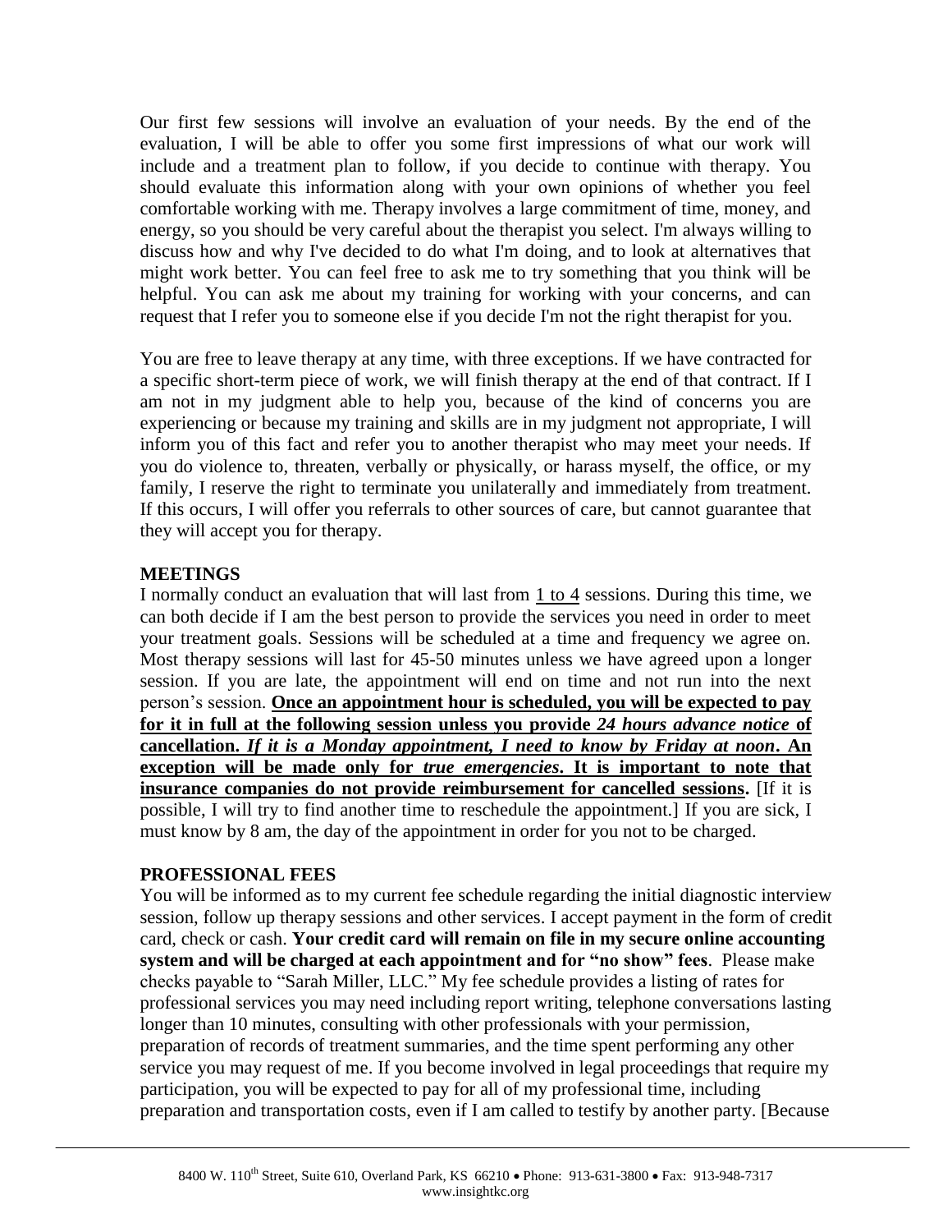Our first few sessions will involve an evaluation of your needs. By the end of the evaluation, I will be able to offer you some first impressions of what our work will include and a treatment plan to follow, if you decide to continue with therapy. You should evaluate this information along with your own opinions of whether you feel comfortable working with me. Therapy involves a large commitment of time, money, and energy, so you should be very careful about the therapist you select. I'm always willing to discuss how and why I've decided to do what I'm doing, and to look at alternatives that might work better. You can feel free to ask me to try something that you think will be helpful. You can ask me about my training for working with your concerns, and can request that I refer you to someone else if you decide I'm not the right therapist for you.

You are free to leave therapy at any time, with three exceptions. If we have contracted for a specific short-term piece of work, we will finish therapy at the end of that contract. If I am not in my judgment able to help you, because of the kind of concerns you are experiencing or because my training and skills are in my judgment not appropriate, I will inform you of this fact and refer you to another therapist who may meet your needs. If you do violence to, threaten, verbally or physically, or harass myself, the office, or my family, I reserve the right to terminate you unilaterally and immediately from treatment. If this occurs, I will offer you referrals to other sources of care, but cannot guarantee that they will accept you for therapy.

**MEETINGS**

I normally conduct an evaluation that will last from 1 to 4 sessions. During this time, we can both decide if I am the best person to provide the services you need in order to meet your treatment goals. Sessions will be scheduled at a time and frequency we agree on. Most therapy sessions will last for 45-50 minutes unless we have agreed upon a longer session. If you are late, the appointment will end on time and not run into the next person's session. **Once an appointment hour is scheduled, you will be expected to pay for it in full at the following session unless you provide *24 hours advance notice* of cancellation. *If it is a Monday appointment, I need to know by Friday at noon*. An exception will be made only for *true emergencies*. It is important to note that insurance companies do not provide reimbursement for cancelled sessions.** [If it is possible, I will try to find another time to reschedule the appointment.] If you are sick, I must know by 8 am, the day of the appointment in order for you not to be charged.

**PROFESSIONAL FEES**

You will be informed as to my current fee schedule regarding the initial diagnostic interview session, follow up therapy sessions and other services. I accept payment in the form of credit card, check or cash. **Your credit card will remain on file in my secure online accounting system and will be charged at each appointment and for "no show" fees**. Please make checks payable to "Sarah Miller, LLC." My fee schedule provides a listing of rates for professional services you may need including report writing, telephone conversations lasting longer than 10 minutes, consulting with other professionals with your permission, preparation of records of treatment summaries, and the time spent performing any other service you may request of me. If you become involved in legal proceedings that require my participation, you will be expected to pay for all of my professional time, including preparation and transportation costs, even if I am called to testify by another party. [Because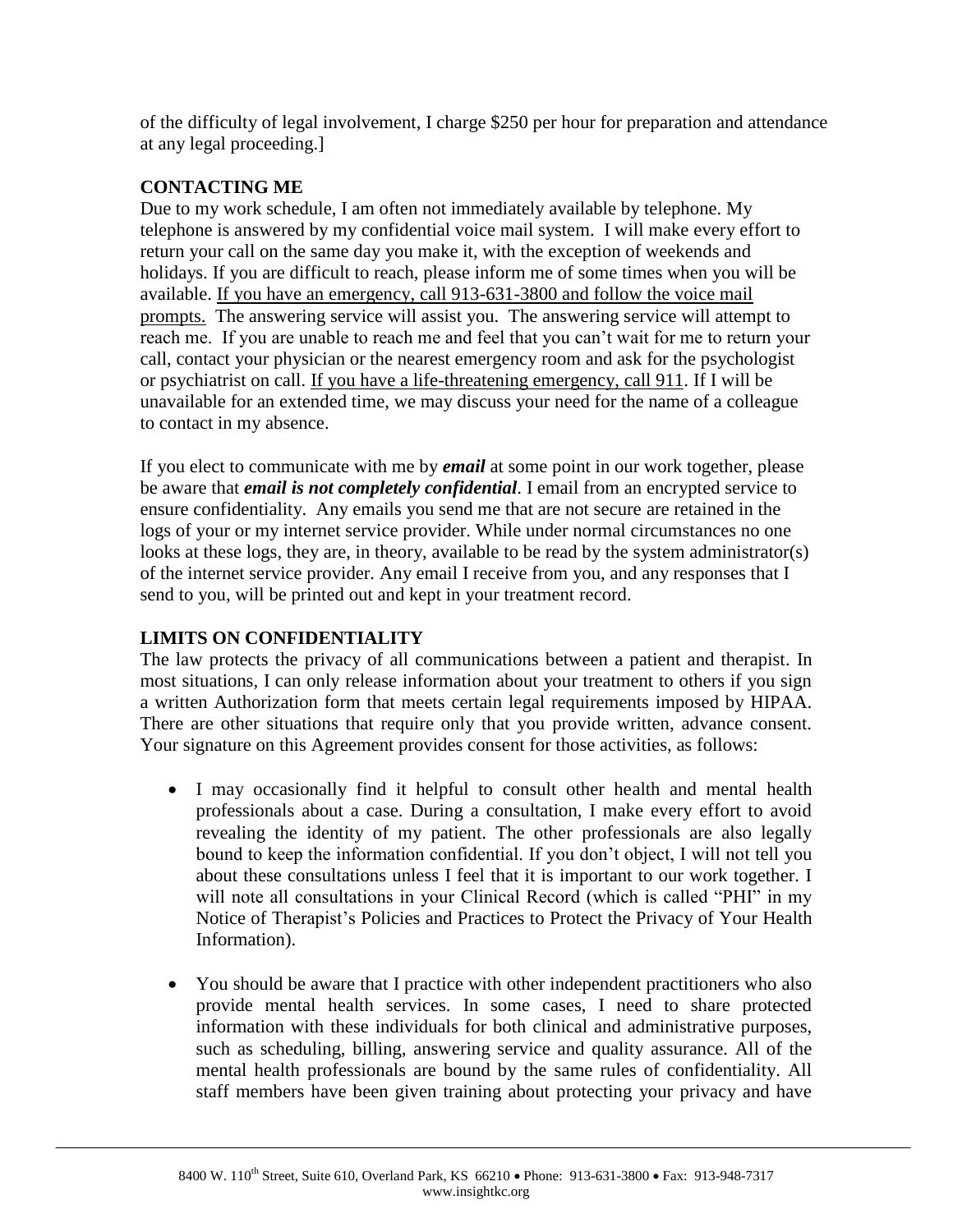of the difficulty of legal involvement, I charge $250 per hour for preparation and attendance at any legal proceeding.]

**CONTACTING ME**

Due to my work schedule, I am often not immediately available by telephone. My telephone is answered by my confidential voice mail system. I will make every effort to return your call on the same day you make it, with the exception of weekends and holidays. If you are difficult to reach, please inform me of some times when you will be available. <u>If you have an emergency, call 913-631-3800 and follow the voice mail prompts.</u> The answering service will assist you. The answering service will attempt to reach me. If you are unable to reach me and feel that you can't wait for me to return your call, contact your physician or the nearest emergency room and ask for the psychologist or psychiatrist on call. <u>If you have a life-threatening emergency, call 911</u>. If I will be unavailable for an extended time, we may discuss your need for the name of a colleague to contact in my absence.

If you elect to communicate with me by ***email*** at some point in our work together, please be aware that ***email is not completely confidential***. I email from an encrypted service to ensure confidentiality. Any emails you send me that are not secure are retained in the logs of your or my internet service provider. While under normal circumstances no one looks at these logs, they are, in theory, available to be read by the system administrator(s) of the internet service provider. Any email I receive from you, and any responses that I send to you, will be printed out and kept in your treatment record.

**LIMITS ON CONFIDENTIALITY**

The law protects the privacy of all communications between a patient and therapist. In most situations, I can only release information about your treatment to others if you sign a written Authorization form that meets certain legal requirements imposed by HIPAA. There are other situations that require only that you provide written, advance consent. Your signature on this Agreement provides consent for those activities, as follows:

- I may occasionally find it helpful to consult other health and mental health professionals about a case. During a consultation, I make every effort to avoid revealing the identity of my patient. The other professionals are also legally bound to keep the information confidential. If you don't object, I will not tell you about these consultations unless I feel that it is important to our work together. I will note all consultations in your Clinical Record (which is called "PHI" in my Notice of Therapist's Policies and Practices to Protect the Privacy of Your Health Information).

- You should be aware that I practice with other independent practitioners who also provide mental health services. In some cases, I need to share protected information with these individuals for both clinical and administrative purposes, such as scheduling, billing, answering service and quality assurance. All of the mental health professionals are bound by the same rules of confidentiality. All staff members have been given training about protecting your privacy and have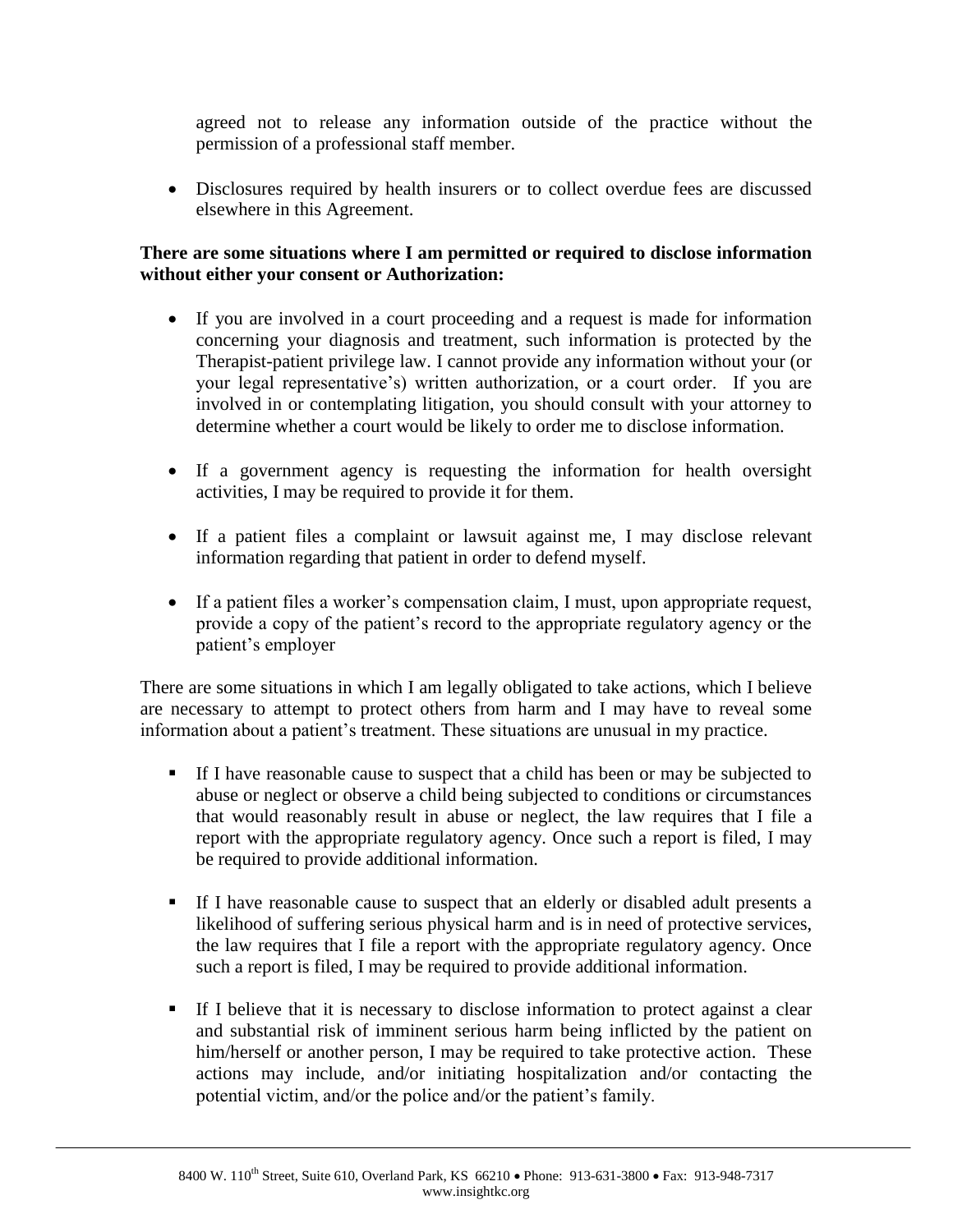agreed not to release any information outside of the practice without the permission of a professional staff member.

- Disclosures required by health insurers or to collect overdue fees are discussed elsewhere in this Agreement.

**There are some situations where I am permitted or required to disclose information without either your consent or Authorization:**

- If you are involved in a court proceeding and a request is made for information concerning your diagnosis and treatment, such information is protected by the Therapist-patient privilege law. I cannot provide any information without your (or your legal representative's) written authorization, or a court order. If you are involved in or contemplating litigation, you should consult with your attorney to determine whether a court would be likely to order me to disclose information.

- If a government agency is requesting the information for health oversight activities, I may be required to provide it for them.

- If a patient files a complaint or lawsuit against me, I may disclose relevant information regarding that patient in order to defend myself.

- If a patient files a worker's compensation claim, I must, upon appropriate request, provide a copy of the patient's record to the appropriate regulatory agency or the patient's employer

There are some situations in which I am legally obligated to take actions, which I believe are necessary to attempt to protect others from harm and I may have to reveal some information about a patient's treatment. These situations are unusual in my practice.

- If I have reasonable cause to suspect that a child has been or may be subjected to abuse or neglect or observe a child being subjected to conditions or circumstances that would reasonably result in abuse or neglect, the law requires that I file a report with the appropriate regulatory agency. Once such a report is filed, I may be required to provide additional information.

- If I have reasonable cause to suspect that an elderly or disabled adult presents a likelihood of suffering serious physical harm and is in need of protective services, the law requires that I file a report with the appropriate regulatory agency. Once such a report is filed, I may be required to provide additional information.

- If I believe that it is necessary to disclose information to protect against a clear and substantial risk of imminent serious harm being inflicted by the patient on him/herself or another person, I may be required to take protective action. These actions may include, and/or initiating hospitalization and/or contacting the potential victim, and/or the police and/or the patient's family.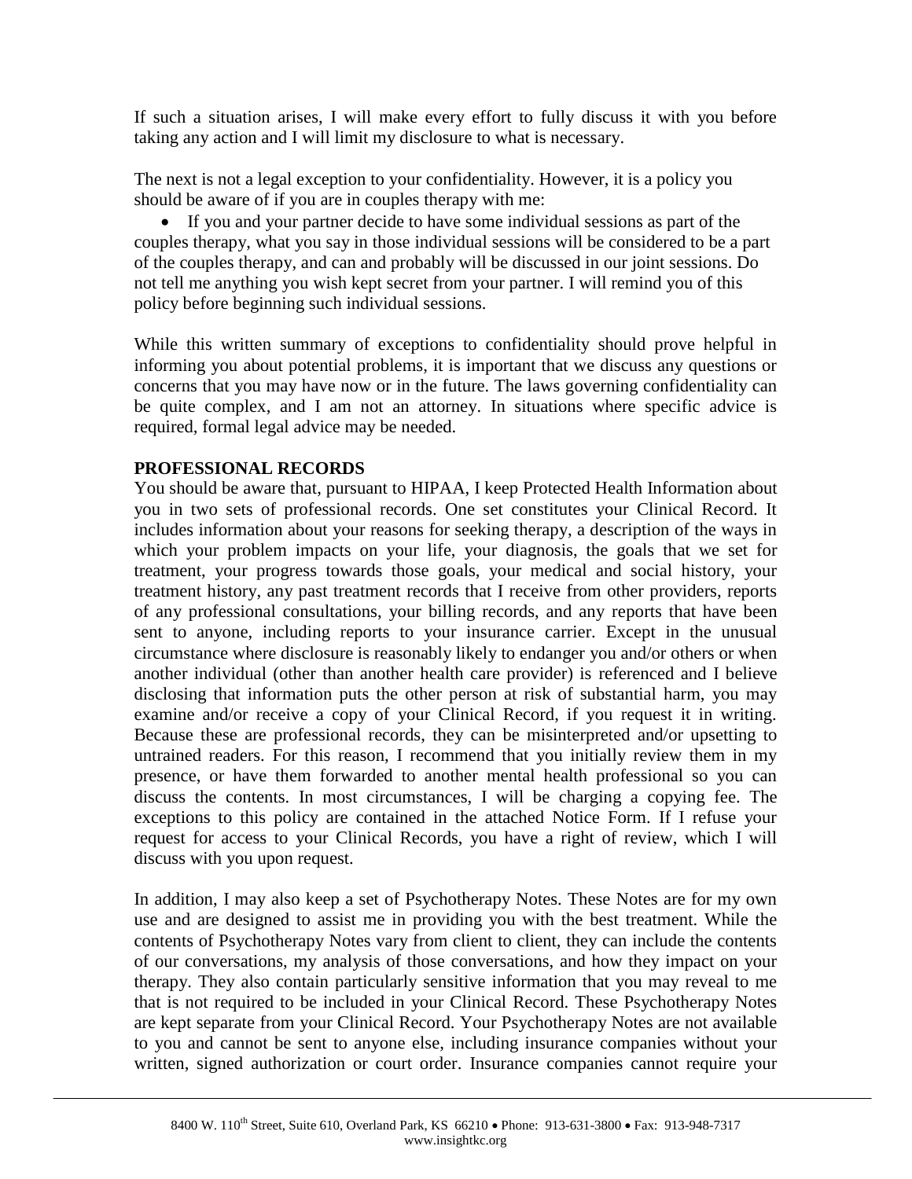If such a situation arises, I will make every effort to fully discuss it with you before taking any action and I will limit my disclosure to what is necessary.

The next is not a legal exception to your confidentiality. However, it is a policy you should be aware of if you are in couples therapy with me:

- If you and your partner decide to have some individual sessions as part of the couples therapy, what you say in those individual sessions will be considered to be a part of the couples therapy, and can and probably will be discussed in our joint sessions. Do not tell me anything you wish kept secret from your partner. I will remind you of this policy before beginning such individual sessions.

While this written summary of exceptions to confidentiality should prove helpful in informing you about potential problems, it is important that we discuss any questions or concerns that you may have now or in the future. The laws governing confidentiality can be quite complex, and I am not an attorney. In situations where specific advice is required, formal legal advice may be needed.

**PROFESSIONAL RECORDS**

You should be aware that, pursuant to HIPAA, I keep Protected Health Information about you in two sets of professional records. One set constitutes your Clinical Record. It includes information about your reasons for seeking therapy, a description of the ways in which your problem impacts on your life, your diagnosis, the goals that we set for treatment, your progress towards those goals, your medical and social history, your treatment history, any past treatment records that I receive from other providers, reports of any professional consultations, your billing records, and any reports that have been sent to anyone, including reports to your insurance carrier. Except in the unusual circumstance where disclosure is reasonably likely to endanger you and/or others or when another individual (other than another health care provider) is referenced and I believe disclosing that information puts the other person at risk of substantial harm, you may examine and/or receive a copy of your Clinical Record, if you request it in writing. Because these are professional records, they can be misinterpreted and/or upsetting to untrained readers. For this reason, I recommend that you initially review them in my presence, or have them forwarded to another mental health professional so you can discuss the contents. In most circumstances, I will be charging a copying fee. The exceptions to this policy are contained in the attached Notice Form. If I refuse your request for access to your Clinical Records, you have a right of review, which I will discuss with you upon request.

In addition, I may also keep a set of Psychotherapy Notes. These Notes are for my own use and are designed to assist me in providing you with the best treatment. While the contents of Psychotherapy Notes vary from client to client, they can include the contents of our conversations, my analysis of those conversations, and how they impact on your therapy. They also contain particularly sensitive information that you may reveal to me that is not required to be included in your Clinical Record. These Psychotherapy Notes are kept separate from your Clinical Record. Your Psychotherapy Notes are not available to you and cannot be sent to anyone else, including insurance companies without your written, signed authorization or court order. Insurance companies cannot require your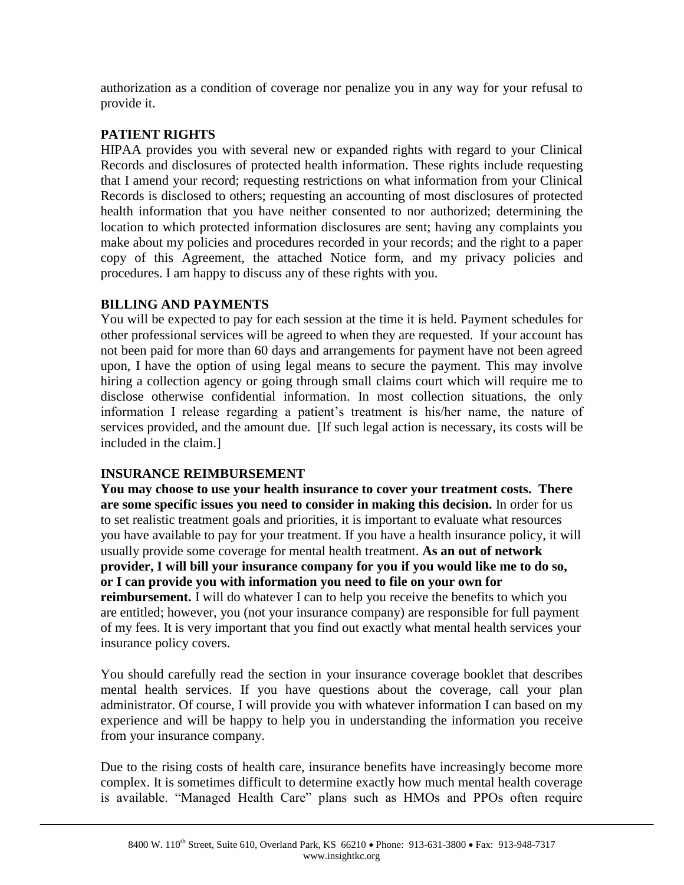authorization as a condition of coverage nor penalize you in any way for your refusal to provide it.

## PATIENT RIGHTS

HIPAA provides you with several new or expanded rights with regard to your Clinical Records and disclosures of protected health information. These rights include requesting that I amend your record; requesting restrictions on what information from your Clinical Records is disclosed to others; requesting an accounting of most disclosures of protected health information that you have neither consented to nor authorized; determining the location to which protected information disclosures are sent; having any complaints you make about my policies and procedures recorded in your records; and the right to a paper copy of this Agreement, the attached Notice form, and my privacy policies and procedures. I am happy to discuss any of these rights with you.

## BILLING AND PAYMENTS

You will be expected to pay for each session at the time it is held. Payment schedules for other professional services will be agreed to when they are requested. If your account has not been paid for more than 60 days and arrangements for payment have not been agreed upon, I have the option of using legal means to secure the payment. This may involve hiring a collection agency or going through small claims court which will require me to disclose otherwise confidential information. In most collection situations, the only information I release regarding a patient's treatment is his/her name, the nature of services provided, and the amount due. [If such legal action is necessary, its costs will be included in the claim.]

## INSURANCE REIMBURSEMENT

**You may choose to use your health insurance to cover your treatment costs. There are some specific issues you need to consider in making this decision.** In order for us to set realistic treatment goals and priorities, it is important to evaluate what resources you have available to pay for your treatment. If you have a health insurance policy, it will usually provide some coverage for mental health treatment. **As an out of network provider, I will bill your insurance company for you if you would like me to do so, or I can provide you with information you need to file on your own for reimbursement.** I will do whatever I can to help you receive the benefits to which you are entitled; however, you (not your insurance company) are responsible for full payment of my fees. It is very important that you find out exactly what mental health services your insurance policy covers.

You should carefully read the section in your insurance coverage booklet that describes mental health services. If you have questions about the coverage, call your plan administrator. Of course, I will provide you with whatever information I can based on my experience and will be happy to help you in understanding the information you receive from your insurance company.

Due to the rising costs of health care, insurance benefits have increasingly become more complex. It is sometimes difficult to determine exactly how much mental health coverage is available. "Managed Health Care" plans such as HMOs and PPOs often require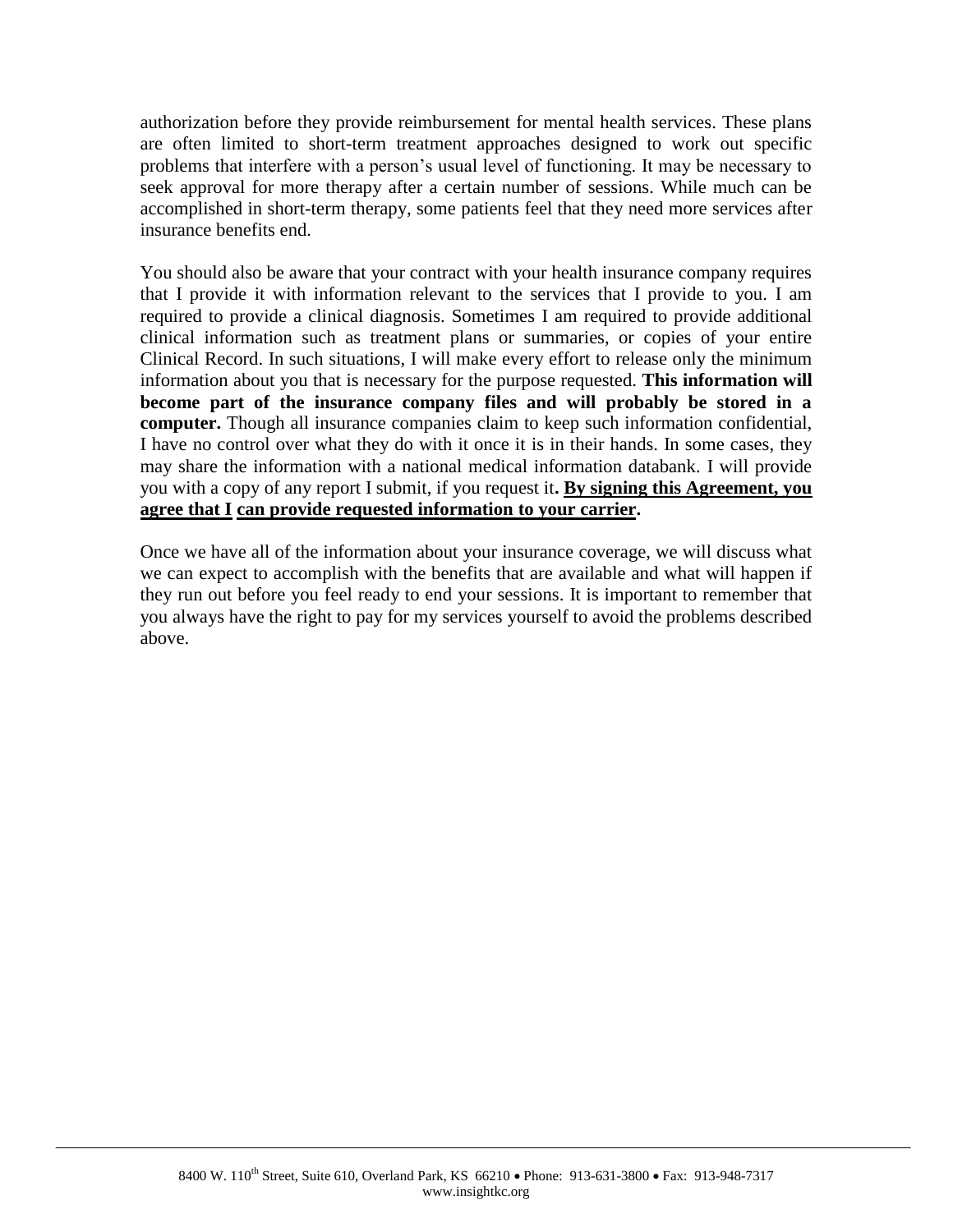authorization before they provide reimbursement for mental health services. These plans are often limited to short-term treatment approaches designed to work out specific problems that interfere with a person's usual level of functioning. It may be necessary to seek approval for more therapy after a certain number of sessions. While much can be accomplished in short-term therapy, some patients feel that they need more services after insurance benefits end.

You should also be aware that your contract with your health insurance company requires that I provide it with information relevant to the services that I provide to you. I am required to provide a clinical diagnosis. Sometimes I am required to provide additional clinical information such as treatment plans or summaries, or copies of your entire Clinical Record. In such situations, I will make every effort to release only the minimum information about you that is necessary for the purpose requested. **This information will become part of the insurance company files and will probably be stored in a computer.** Though all insurance companies claim to keep such information confidential, I have no control over what they do with it once it is in their hands. In some cases, they may share the information with a national medical information databank. I will provide you with a copy of any report I submit, if you request it**. By signing this Agreement, you agree that I can provide requested information to your carrier.**

Once we have all of the information about your insurance coverage, we will discuss what we can expect to accomplish with the benefits that are available and what will happen if they run out before you feel ready to end your sessions. It is important to remember that you always have the right to pay for my services yourself to avoid the problems described above.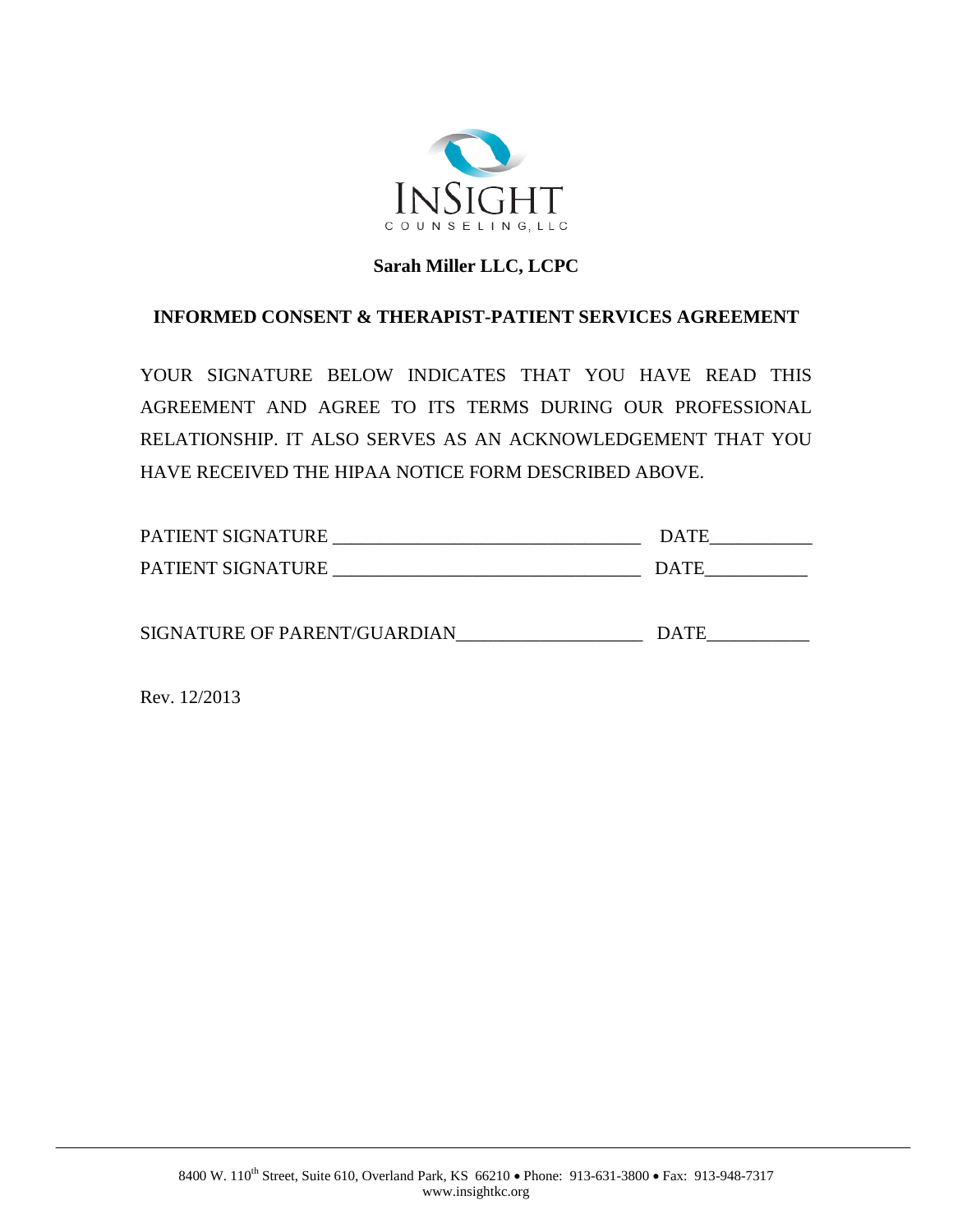INSIGHT
COUNSELING, LLC

**Sarah Miller LLC, LCPC**

## INFORMED CONSENT & THERAPIST-PATIENT SERVICES AGREEMENT

YOUR SIGNATURE BELOW INDICATES THAT YOU HAVE READ THIS AGREEMENT AND AGREE TO ITS TERMS DURING OUR PROFESSIONAL RELATIONSHIP. IT ALSO SERVES AS AN ACKNOWLEDGEMENT THAT YOU HAVE RECEIVED THE HIPAA NOTICE FORM DESCRIBED ABOVE.

PATIENT SIGNATURE _________________________________ DATE___________

PATIENT SIGNATURE _________________________________ DATE___________

SIGNATURE OF PARENT/GUARDIAN____________________ DATE___________

Rev. 12/2013

8400 W. 110th Street, Suite 610, Overland Park, KS 66210 • Phone: 913-631-3800 • Fax: 913-948-7317
www.insightkc.org